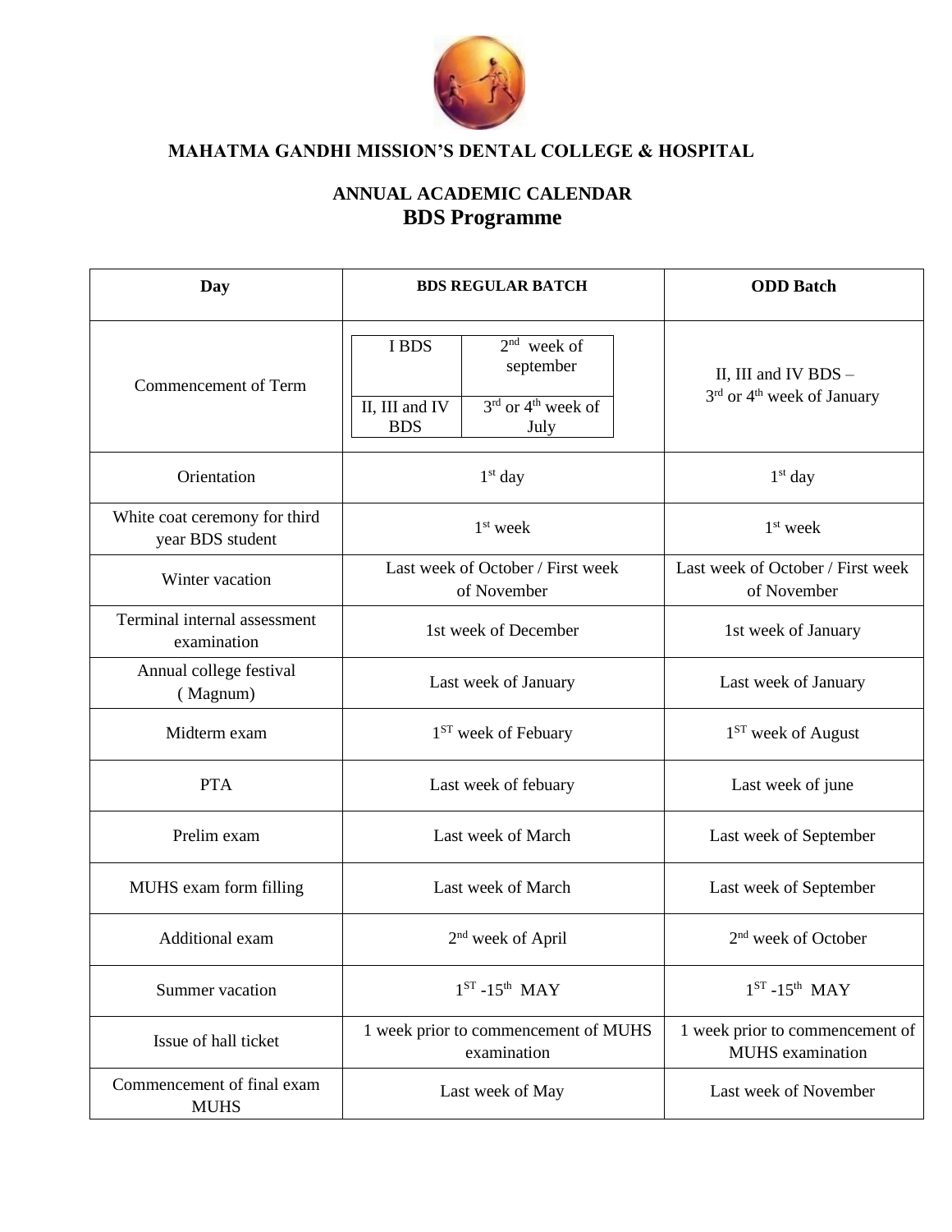**MAHATMA GANDHI MISSION'S DENTAL COLLEGE & HOSPITAL**

## ANNUAL ACADEMIC CALENDAR
## BDS Programme

| Day | BDS REGULAR BATCH | ODD Batch |
|---|---|---|
| Commencement of Term | I BDS – 2nd week of september; II, III and IV BDS – 3rd or 4th week of July | II, III and IV BDS – 3rd or 4th week of January |
| Orientation | 1st day | 1st day |
| White coat ceremony for third year BDS student | 1st week | 1st week |
| Winter vacation | Last week of October / First week of November | Last week of October / First week of November |
| Terminal internal assessment examination | 1st week of December | 1st week of January |
| Annual college festival ( Magnum) | Last week of January | Last week of January |
| Midterm exam | 1ST week of Febuary | 1ST week of August |
| PTA | Last week of febuary | Last week of june |
| Prelim exam | Last week of March | Last week of September |
| MUHS exam form filling | Last week of March | Last week of September |
| Additional exam | 2nd week of April | 2nd week of October |
| Summer vacation | 1ST -15th MAY | 1ST -15th MAY |
| Issue of hall ticket | 1 week prior to commencement of MUHS examination | 1 week prior to commencement of MUHS examination |
| Commencement of final exam MUHS | Last week of May | Last week of November |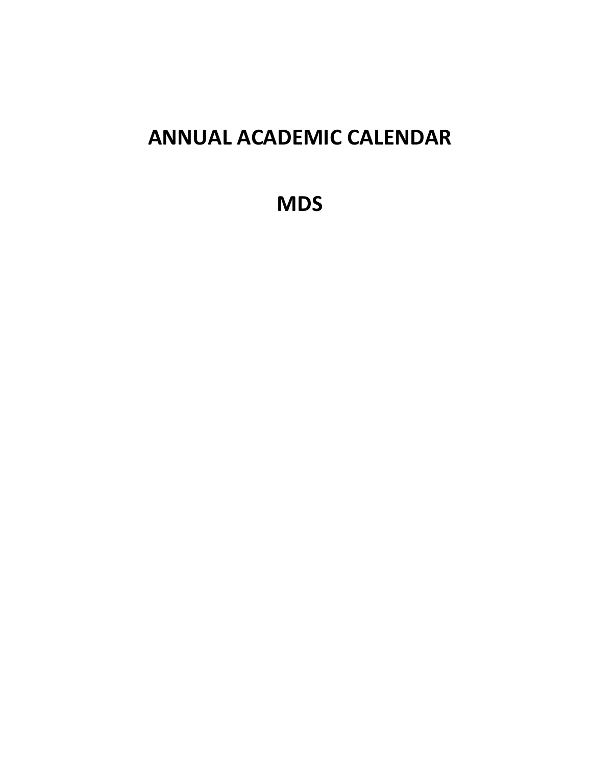# ANNUAL ACADEMIC CALENDAR

# MDS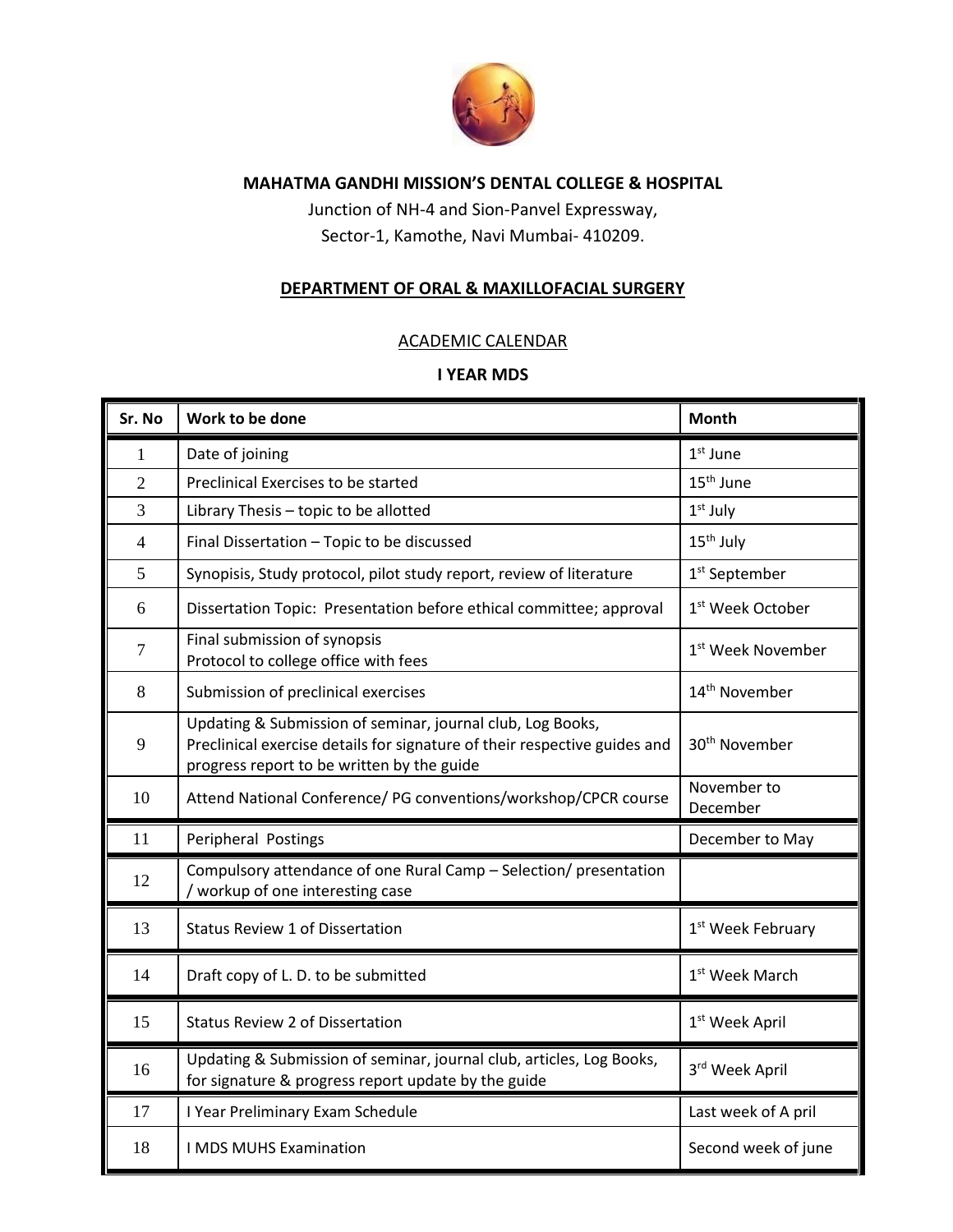**MAHATMA GANDHI MISSION'S DENTAL COLLEGE & HOSPITAL**

Junction of NH-4 and Sion-Panvel Expressway,

Sector-1, Kamothe, Navi Mumbai- 410209.

## DEPARTMENT OF ORAL & MAXILLOFACIAL SURGERY

ACADEMIC CALENDAR

**I YEAR MDS**

| Sr. No | Work to be done | Month |
|---|---|---|
| 1 | Date of joining | 1st June |
| 2 | Preclinical Exercises to be started | 15th June |
| 3 | Library Thesis – topic to be allotted | 1st July |
| 4 | Final Dissertation – Topic to be discussed | 15th July |
| 5 | Synopisis, Study protocol, pilot study report, review of literature | 1st September |
| 6 | Dissertation Topic: Presentation before ethical committee; approval | 1st Week October |
| 7 | Final submission of synopsis<br>Protocol to college office with fees | 1st Week November |
| 8 | Submission of preclinical exercises | 14th November |
| 9 | Updating & Submission of seminar, journal club, Log Books, Preclinical exercise details for signature of their respective guides and progress report to be written by the guide | 30th November |
| 10 | Attend National Conference/ PG conventions/workshop/CPCR course | November to December |
| 11 | Peripheral Postings | December to May |
| 12 | Compulsory attendance of one Rural Camp – Selection/ presentation / workup of one interesting case | |
| 13 | Status Review 1 of Dissertation | 1st Week February |
| 14 | Draft copy of L. D. to be submitted | 1st Week March |
| 15 | Status Review 2 of Dissertation | 1st Week April |
| 16 | Updating & Submission of seminar, journal club, articles, Log Books, for signature & progress report update by the guide | 3rd Week April |
| 17 | I Year Preliminary Exam Schedule | Last week of A pril |
| 18 | I MDS MUHS Examination | Second week of june |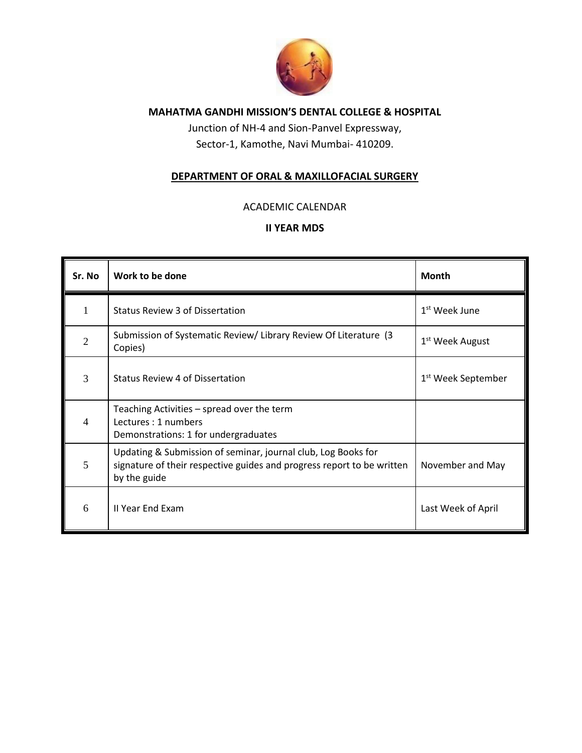**MAHATMA GANDHI MISSION'S DENTAL COLLEGE & HOSPITAL**

Junction of NH-4 and Sion-Panvel Expressway,

Sector-1, Kamothe, Navi Mumbai- 410209.

**DEPARTMENT OF ORAL & MAXILLOFACIAL SURGERY**

ACADEMIC CALENDAR

**II YEAR MDS**

| Sr. No | Work to be done | Month |
|---|---|---|
| 1 | Status Review 3 of Dissertation | 1st Week June |
| 2 | Submission of Systematic Review/ Library Review Of Literature (3 Copies) | 1st Week August |
| 3 | Status Review 4 of Dissertation | 1st Week September |
| 4 | Teaching Activities – spread over the term<br>Lectures : 1 numbers<br>Demonstrations: 1 for undergraduates | |
| 5 | Updating & Submission of seminar, journal club, Log Books for signature of their respective guides and progress report to be written by the guide | November and May |
| 6 | II Year End Exam | Last Week of April |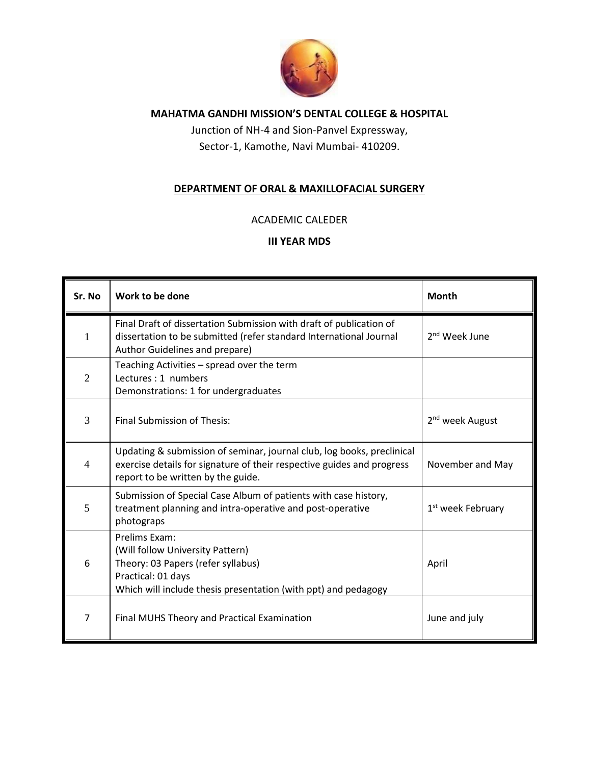**MAHATMA GANDHI MISSION'S DENTAL COLLEGE & HOSPITAL**

Junction of NH-4 and Sion-Panvel Expressway,
Sector-1, Kamothe, Navi Mumbai- 410209.

## DEPARTMENT OF ORAL & MAXILLOFACIAL SURGERY

ACADEMIC CALEDER

**III YEAR MDS**

| Sr. No | Work to be done | Month |
|---|---|---|
| 1 | Final Draft of dissertation Submission with draft of publication of dissertation to be submitted (refer standard International Journal Author Guidelines and prepare) | 2nd Week June |
| 2 | Teaching Activities – spread over the term<br>Lectures : 1 numbers<br>Demonstrations: 1 for undergraduates | |
| 3 | Final Submission of Thesis: | 2nd week August |
| 4 | Updating & submission of seminar, journal club, log books, preclinical exercise details for signature of their respective guides and progress report to be written by the guide. | November and May |
| 5 | Submission of Special Case Album of patients with case history, treatment planning and intra-operative and post-operative photograps | 1st week February |
| 6 | Prelims Exam:<br>(Will follow University Pattern)<br>Theory: 03 Papers (refer syllabus)<br>Practical: 01 days<br>Which will include thesis presentation (with ppt) and pedagogy | April |
| 7 | Final MUHS Theory and Practical Examination | June and july |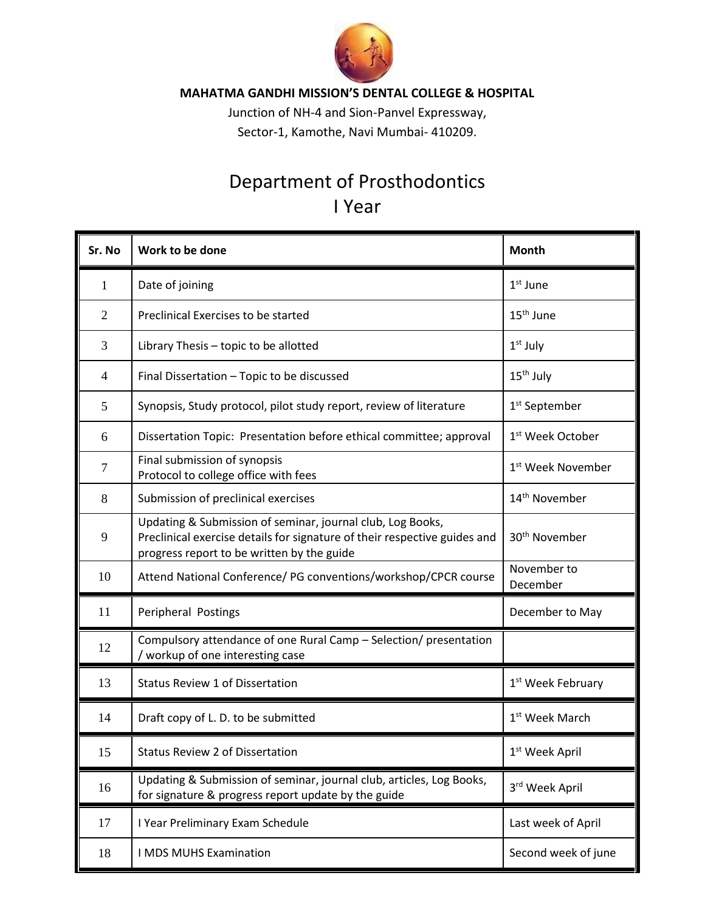**MAHATMA GANDHI MISSION'S DENTAL COLLEGE & HOSPITAL**

Junction of NH-4 and Sion-Panvel Expressway,
Sector-1, Kamothe, Navi Mumbai- 410209.

# Department of Prosthodontics
## I Year

| Sr. No | Work to be done | Month |
|---|---|---|
| 1 | Date of joining | 1st June |
| 2 | Preclinical Exercises to be started | 15th June |
| 3 | Library Thesis – topic to be allotted | 1st July |
| 4 | Final Dissertation – Topic to be discussed | 15th July |
| 5 | Synopsis, Study protocol, pilot study report, review of literature | 1st September |
| 6 | Dissertation Topic: Presentation before ethical committee; approval | 1st Week October |
| 7 | Final submission of synopsis<br>Protocol to college office with fees | 1st Week November |
| 8 | Submission of preclinical exercises | 14th November |
| 9 | Updating & Submission of seminar, journal club, Log Books, Preclinical exercise details for signature of their respective guides and progress report to be written by the guide | 30th November |
| 10 | Attend National Conference/ PG conventions/workshop/CPCR course | November to December |
| 11 | Peripheral Postings | December to May |
| 12 | Compulsory attendance of one Rural Camp – Selection/ presentation / workup of one interesting case | |
| 13 | Status Review 1 of Dissertation | 1st Week February |
| 14 | Draft copy of L. D. to be submitted | 1st Week March |
| 15 | Status Review 2 of Dissertation | 1st Week April |
| 16 | Updating & Submission of seminar, journal club, articles, Log Books, for signature & progress report update by the guide | 3rd Week April |
| 17 | I Year Preliminary Exam Schedule | Last week of April |
| 18 | I MDS MUHS Examination | Second week of june |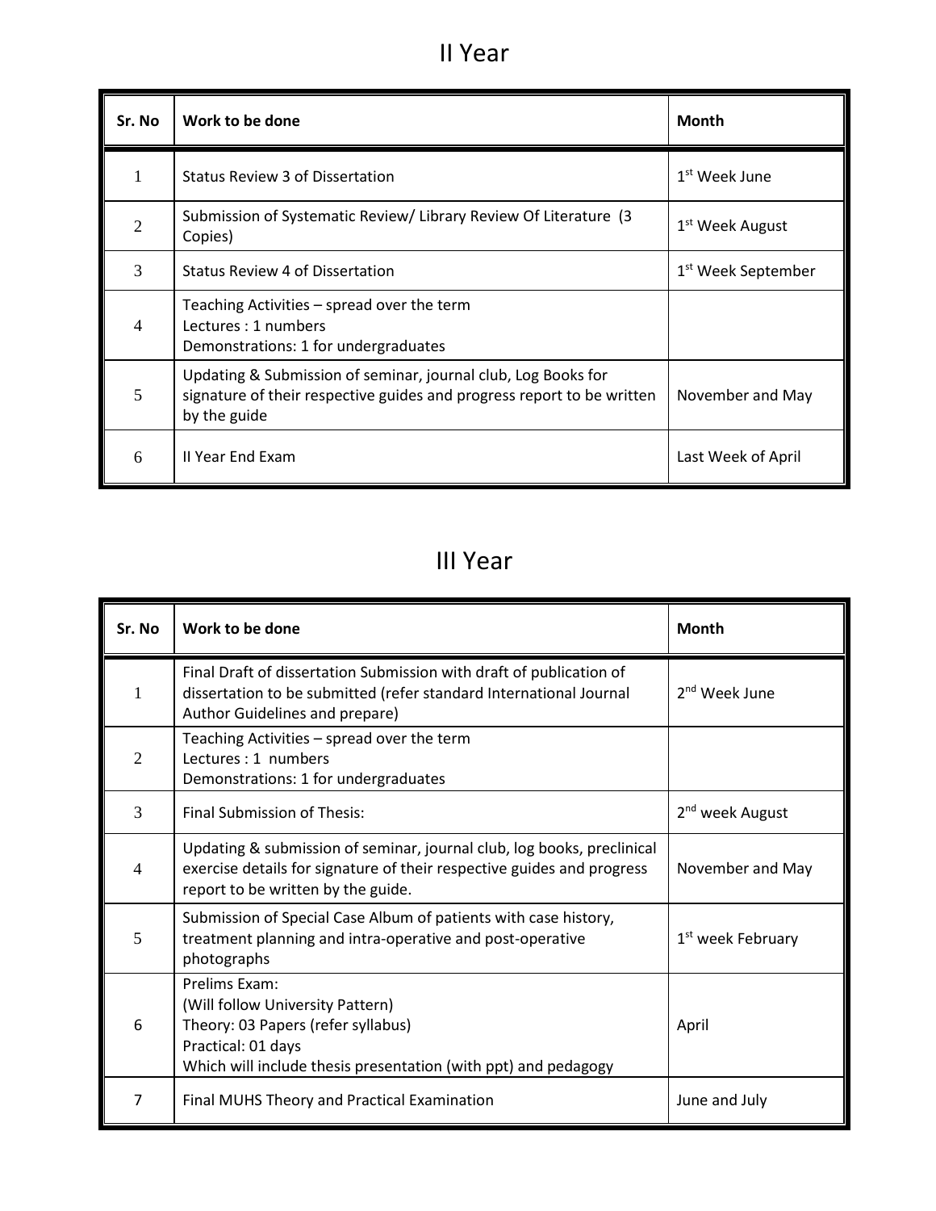# II Year

| Sr. No | Work to be done | Month |
|---|---|---|
| 1 | Status Review 3 of Dissertation | 1st Week June |
| 2 | Submission of Systematic Review/ Library Review Of Literature (3 Copies) | 1st Week August |
| 3 | Status Review 4 of Dissertation | 1st Week September |
| 4 | Teaching Activities – spread over the term<br>Lectures : 1 numbers<br>Demonstrations: 1 for undergraduates | |
| 5 | Updating & Submission of seminar, journal club, Log Books for signature of their respective guides and progress report to be written by the guide | November and May |
| 6 | II Year End Exam | Last Week of April |

# III Year

| Sr. No | Work to be done | Month |
|---|---|---|
| 1 | Final Draft of dissertation Submission with draft of publication of dissertation to be submitted (refer standard International Journal Author Guidelines and prepare) | 2nd Week June |
| 2 | Teaching Activities – spread over the term<br>Lectures : 1 numbers<br>Demonstrations: 1 for undergraduates | |
| 3 | Final Submission of Thesis: | 2nd week August |
| 4 | Updating & submission of seminar, journal club, log books, preclinical exercise details for signature of their respective guides and progress report to be written by the guide. | November and May |
| 5 | Submission of Special Case Album of patients with case history, treatment planning and intra-operative and post-operative photographs | 1st week February |
| 6 | Prelims Exam:<br>(Will follow University Pattern)<br>Theory: 03 Papers (refer syllabus)<br>Practical: 01 days<br>Which will include thesis presentation (with ppt) and pedagogy | April |
| 7 | Final MUHS Theory and Practical Examination | June and July |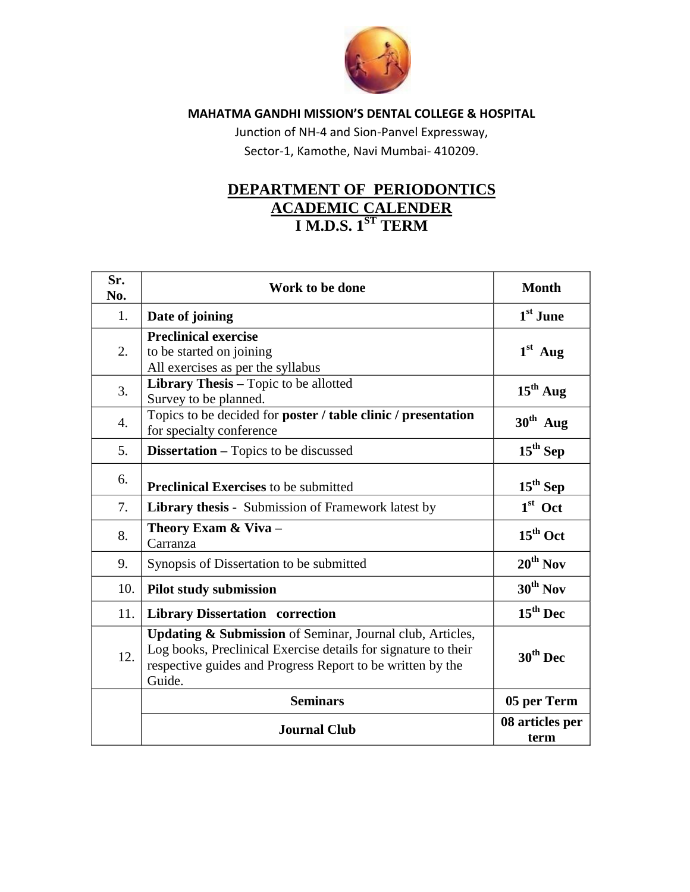**MAHATMA GANDHI MISSION'S DENTAL COLLEGE & HOSPITAL**

Junction of NH-4 and Sion-Panvel Expressway,

Sector-1, Kamothe, Navi Mumbai- 410209.

# DEPARTMENT OF PERIODONTICS
## ACADEMIC CALENDER
## I M.D.S. 1ST TERM

| Sr. No. | Work to be done | Month |
|---|---|---|
| 1. | **Date of joining** | **1st June** |
| 2. | **Preclinical exercise**<br>to be started on joining<br>All exercises as per the syllabus | **1st Aug** |
| 3. | **Library Thesis –** Topic to be allotted<br>Survey to be planned. | **15th Aug** |
| 4. | Topics to be decided for **poster / table clinic / presentation** for specialty conference | **30th Aug** |
| 5. | **Dissertation –** Topics to be discussed | **15th Sep** |
| 6. | **Preclinical Exercises** to be submitted | **15th Sep** |
| 7. | **Library thesis -** Submission of Framework latest by | **1st Oct** |
| 8. | **Theory Exam & Viva –**<br>Carranza | **15th Oct** |
| 9. | Synopsis of Dissertation to be submitted | **20th Nov** |
| 10. | **Pilot study submission** | **30th Nov** |
| 11. | **Library Dissertation correction** | **15th Dec** |
| 12. | **Updating & Submission** of Seminar, Journal club, Articles, Log books, Preclinical Exercise details for signature to their respective guides and Progress Report to be written by the Guide. | **30th Dec** |
| | **Seminars** | **05 per Term** |
| | **Journal Club** | **08 articles per term** |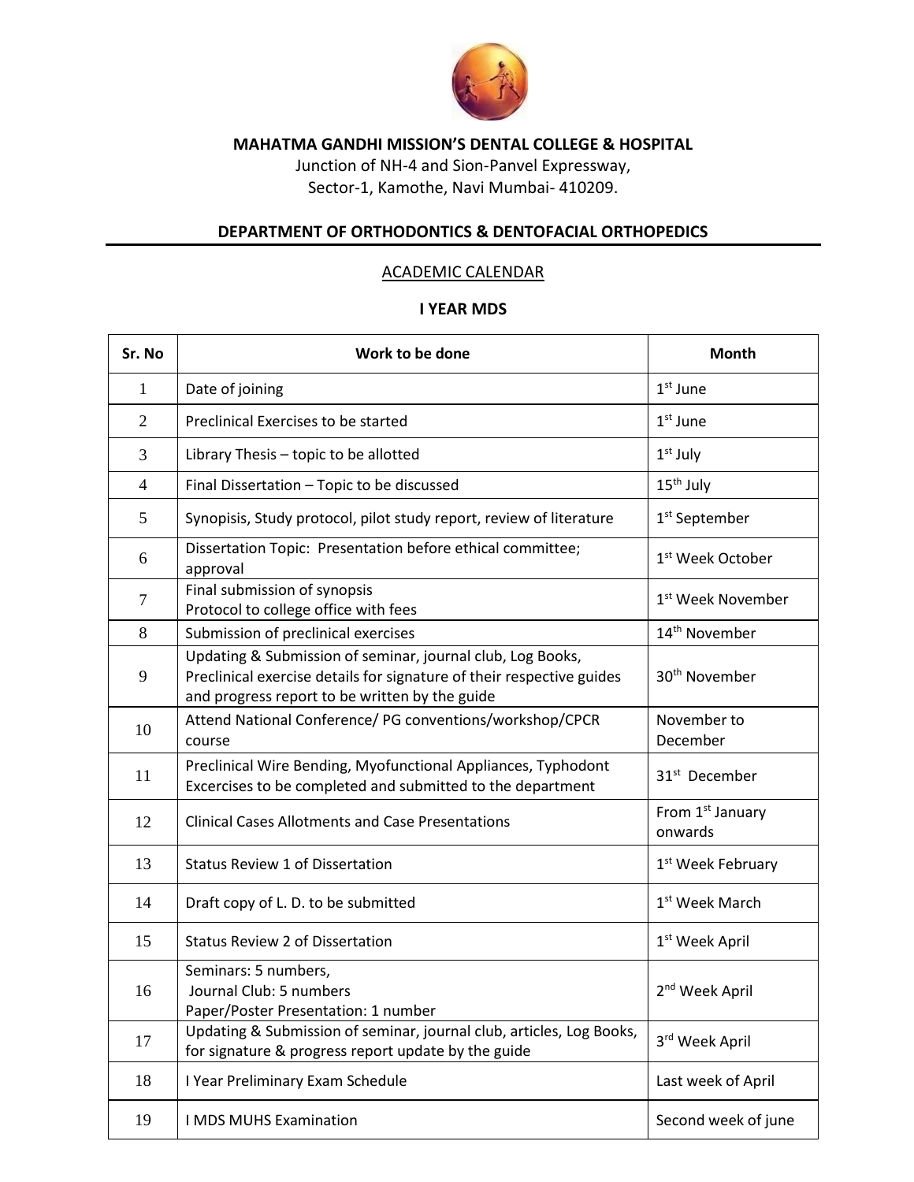**MAHATMA GANDHI MISSION'S DENTAL COLLEGE & HOSPITAL**

Junction of NH-4 and Sion-Panvel Expressway,
Sector-1, Kamothe, Navi Mumbai- 410209.

## DEPARTMENT OF ORTHODONTICS & DENTOFACIAL ORTHOPEDICS

### ACADEMIC CALENDAR

### I YEAR MDS

| Sr. No | Work to be done | Month |
|---|---|---|
| 1 | Date of joining | 1st June |
| 2 | Preclinical Exercises to be started | 1st June |
| 3 | Library Thesis – topic to be allotted | 1st July |
| 4 | Final Dissertation – Topic to be discussed | 15th July |
| 5 | Synopisis, Study protocol, pilot study report, review of literature | 1st September |
| 6 | Dissertation Topic: Presentation before ethical committee; approval | 1st Week October |
| 7 | Final submission of synopsis<br>Protocol to college office with fees | 1st Week November |
| 8 | Submission of preclinical exercises | 14th November |
| 9 | Updating & Submission of seminar, journal club, Log Books, Preclinical exercise details for signature of their respective guides and progress report to be written by the guide | 30th November |
| 10 | Attend National Conference/ PG conventions/workshop/CPCR course | November to December |
| 11 | Preclinical Wire Bending, Myofunctional Appliances, Typhodont Excercises to be completed and submitted to the department | 31st December |
| 12 | Clinical Cases Allotments and Case Presentations | From 1st January onwards |
| 13 | Status Review 1 of Dissertation | 1st Week February |
| 14 | Draft copy of L. D. to be submitted | 1st Week March |
| 15 | Status Review 2 of Dissertation | 1st Week April |
| 16 | Seminars: 5 numbers,<br>Journal Club: 5 numbers<br>Paper/Poster Presentation: 1 number | 2nd Week April |
| 17 | Updating & Submission of seminar, journal club, articles, Log Books, for signature & progress report update by the guide | 3rd Week April |
| 18 | I Year Preliminary Exam Schedule | Last week of April |
| 19 | I MDS MUHS Examination | Second week of june |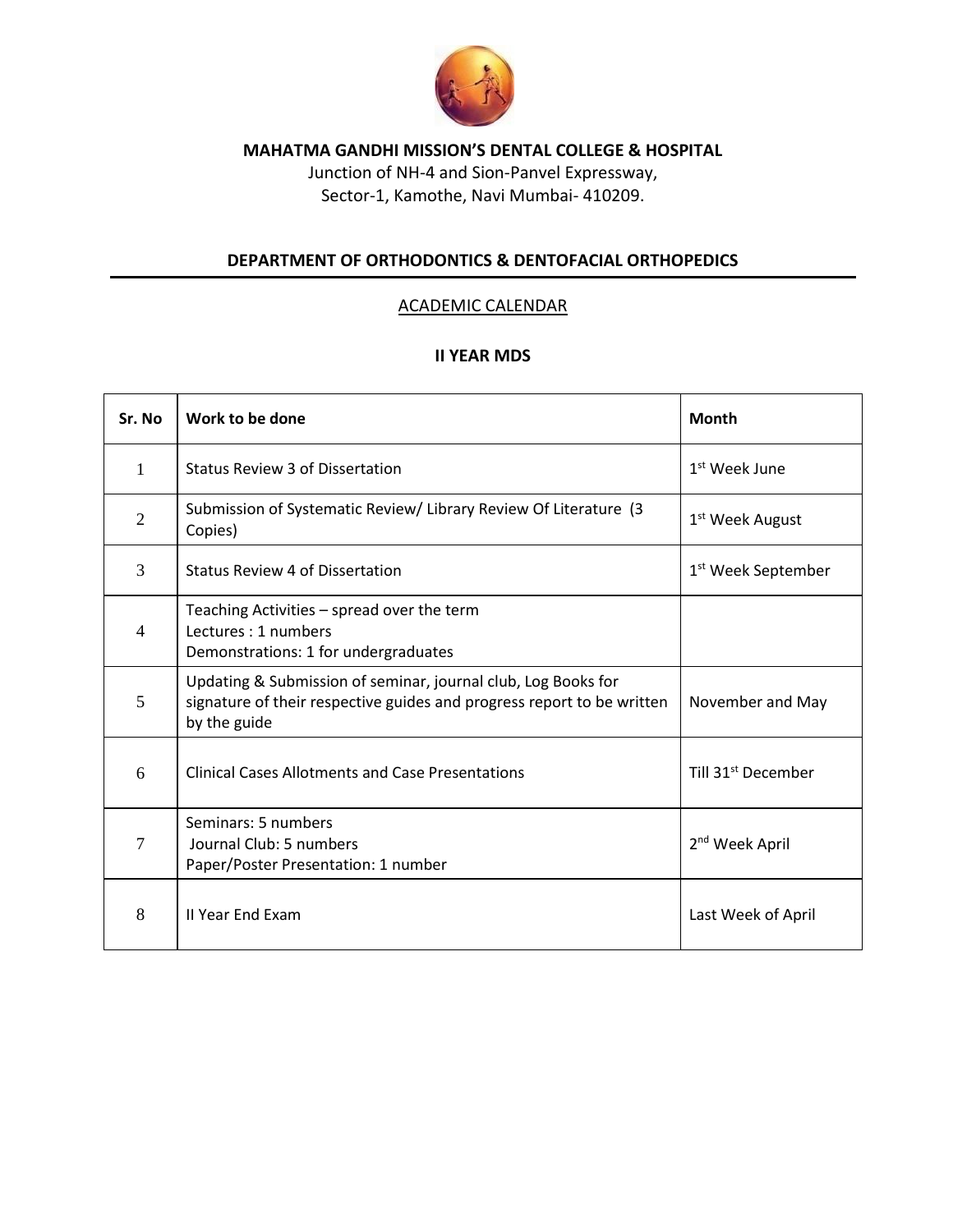**MAHATMA GANDHI MISSION'S DENTAL COLLEGE & HOSPITAL**

Junction of NH-4 and Sion-Panvel Expressway,
Sector-1, Kamothe, Navi Mumbai- 410209.

## DEPARTMENT OF ORTHODONTICS & DENTOFACIAL ORTHOPEDICS

### ACADEMIC CALENDAR

### II YEAR MDS

| Sr. No | Work to be done | Month |
|---|---|---|
| 1 | Status Review 3 of Dissertation | 1st Week June |
| 2 | Submission of Systematic Review/ Library Review Of Literature (3 Copies) | 1st Week August |
| 3 | Status Review 4 of Dissertation | 1st Week September |
| 4 | Teaching Activities – spread over the term<br>Lectures : 1 numbers<br>Demonstrations: 1 for undergraduates | |
| 5 | Updating & Submission of seminar, journal club, Log Books for signature of their respective guides and progress report to be written by the guide | November and May |
| 6 | Clinical Cases Allotments and Case Presentations | Till 31st December |
| 7 | Seminars: 5 numbers<br>Journal Club: 5 numbers<br>Paper/Poster Presentation: 1 number | 2nd Week April |
| 8 | II Year End Exam | Last Week of April |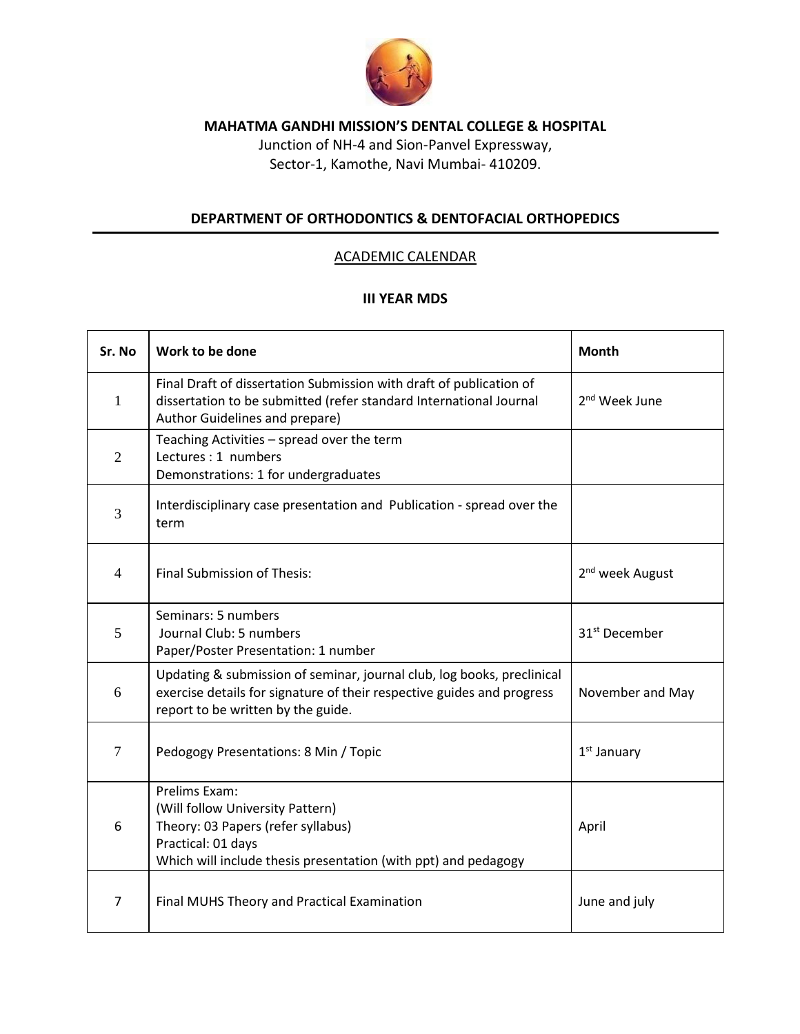**MAHATMA GANDHI MISSION'S DENTAL COLLEGE & HOSPITAL**

Junction of NH-4 and Sion-Panvel Expressway,
Sector-1, Kamothe, Navi Mumbai- 410209.

## DEPARTMENT OF ORTHODONTICS & DENTOFACIAL ORTHOPEDICS

ACADEMIC CALENDAR

### III YEAR MDS

| Sr. No | Work to be done | Month |
|---|---|---|
| 1 | Final Draft of dissertation Submission with draft of publication of dissertation to be submitted (refer standard International Journal Author Guidelines and prepare) | 2nd Week June |
| 2 | Teaching Activities – spread over the term<br>Lectures : 1 numbers<br>Demonstrations: 1 for undergraduates | |
| 3 | Interdisciplinary case presentation and Publication - spread over the term | |
| 4 | Final Submission of Thesis: | 2nd week August |
| 5 | Seminars: 5 numbers<br>Journal Club: 5 numbers<br>Paper/Poster Presentation: 1 number | 31st December |
| 6 | Updating & submission of seminar, journal club, log books, preclinical exercise details for signature of their respective guides and progress report to be written by the guide. | November and May |
| 7 | Pedogogy Presentations: 8 Min / Topic | 1st January |
| 6 | Prelims Exam:<br>(Will follow University Pattern)<br>Theory: 03 Papers (refer syllabus)<br>Practical: 01 days<br>Which will include thesis presentation (with ppt) and pedagogy | April |
| 7 | Final MUHS Theory and Practical Examination | June and july |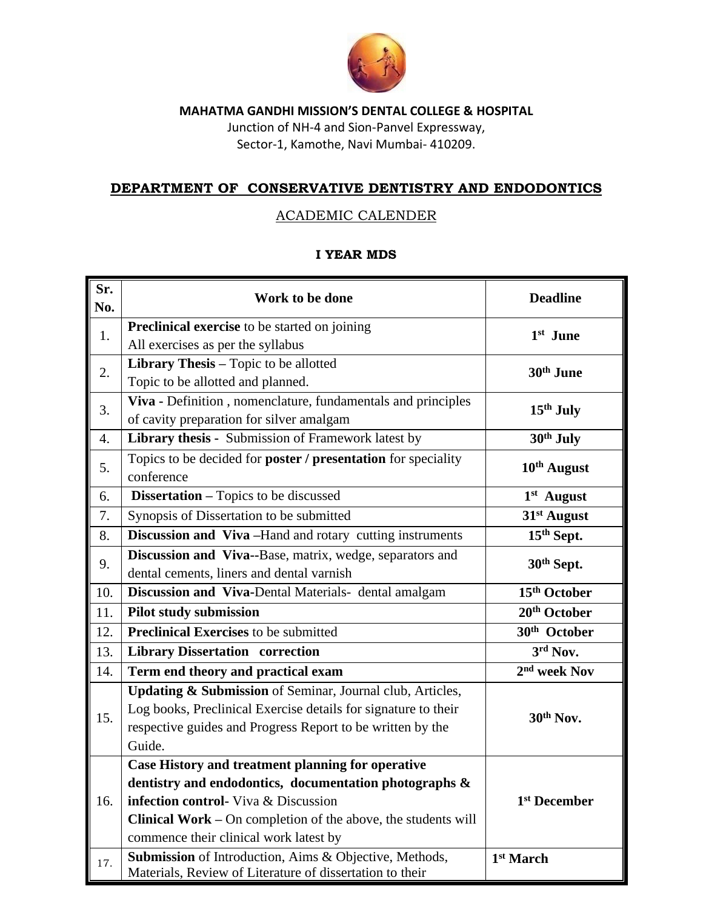**MAHATMA GANDHI MISSION'S DENTAL COLLEGE & HOSPITAL**
Junction of NH-4 and Sion-Panvel Expressway,
Sector-1, Kamothe, Navi Mumbai- 410209.

## DEPARTMENT OF CONSERVATIVE DENTISTRY AND ENDODONTICS

ACADEMIC CALENDER

### I YEAR MDS

| Sr. No. | Work to be done | Deadline |
|---|---|---|
| 1. | **Preclinical exercise** to be started on joining<br>All exercises as per the syllabus | **1st June** |
| 2. | **Library Thesis** – Topic to be allotted<br>Topic to be allotted and planned. | **30th June** |
| 3. | **Viva -** Definition , nomenclature, fundamentals and principles of cavity preparation for silver amalgam | **15th July** |
| 4. | **Library thesis -** Submission of Framework latest by | **30th July** |
| 5. | Topics to be decided for **poster / presentation** for speciality conference | **10th August** |
| 6. | **Dissertation –** Topics to be discussed | **1st August** |
| 7. | Synopsis of Dissertation to be submitted | **31st August** |
| 8. | **Discussion and Viva** –Hand and rotary cutting instruments | **15th Sept.** |
| 9. | **Discussion and Viva**--Base, matrix, wedge, separators and dental cements, liners and dental varnish | **30th Sept.** |
| 10. | **Discussion and Viva**-Dental Materials- dental amalgam | **15th October** |
| 11. | **Pilot study submission** | **20th October** |
| 12. | **Preclinical Exercises** to be submitted | **30th October** |
| 13. | **Library Dissertation correction** | **3rd Nov.** |
| 14. | **Term end theory and practical exam** | **2nd week Nov** |
| 15. | **Updating & Submission** of Seminar, Journal club, Articles, Log books, Preclinical Exercise details for signature to their respective guides and Progress Report to be written by the Guide. | **30th Nov.** |
| 16. | **Case History and treatment planning for operative dentistry and endodontics, documentation photographs & infection control**- Viva & Discussion<br>**Clinical Work –** On completion of the above, the students will commence their clinical work latest by | **1st December** |
| 17. | **Submission** of Introduction, Aims & Objective, Methods, Materials, Review of Literature of dissertation to their | **1st March** |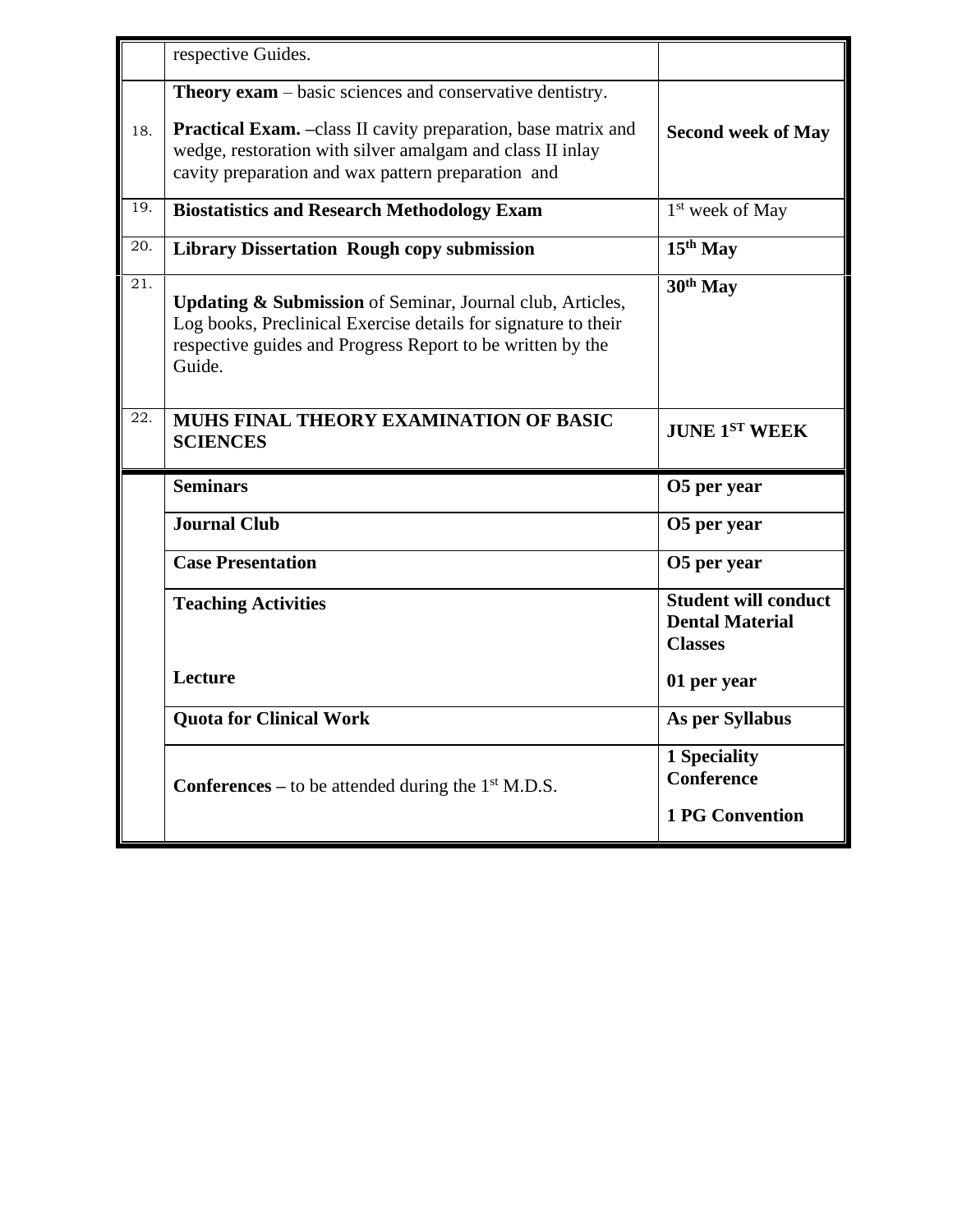| | | |
|---|---|---|
| | respective Guides. | |
| 18. | **Theory exam** – basic sciences and conservative dentistry.<br><br>**Practical Exam. –**class II cavity preparation, base matrix and wedge, restoration with silver amalgam and class II inlay cavity preparation and wax pattern preparation and | **Second week of May** |
| 19. | **Biostatistics and Research Methodology Exam** | 1st week of May |
| 20. | **Library Dissertation Rough copy submission** | **15th May** |
| 21. | **Updating & Submission** of Seminar, Journal club, Articles, Log books, Preclinical Exercise details for signature to their respective guides and Progress Report to be written by the Guide. | **30th May** |
| 22. | **MUHS FINAL THEORY EXAMINATION OF BASIC SCIENCES** | **JUNE 1ST WEEK** |
| | **Seminars** | **O5 per year** |
| | **Journal Club** | **O5 per year** |
| | **Case Presentation** | **O5 per year** |
| | **Teaching Activities**<br><br>**Lecture** | **Student will conduct Dental Material Classes**<br><br>**01 per year** |
| | **Quota for Clinical Work** | **As per Syllabus** |
| | **Conferences –** to be attended during the 1st M.D.S. | **1 Speciality Conference**<br><br>**1 PG Convention** |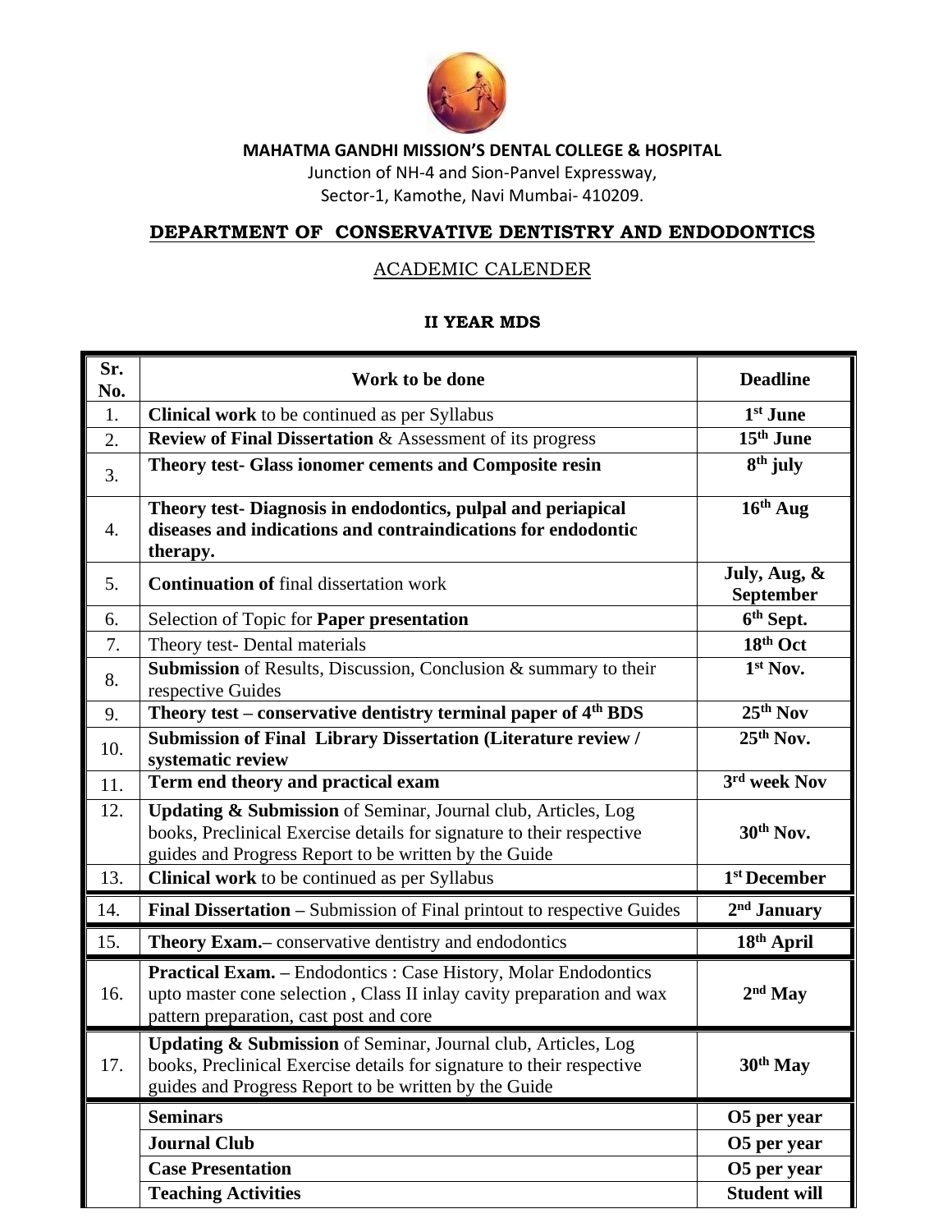**MAHATMA GANDHI MISSION'S DENTAL COLLEGE & HOSPITAL**

Junction of NH-4 and Sion-Panvel Expressway,
Sector-1, Kamothe, Navi Mumbai- 410209.

## DEPARTMENT OF CONSERVATIVE DENTISTRY AND ENDODONTICS

### ACADEMIC CALENDER

### II YEAR MDS

| Sr. No. | Work to be done | Deadline |
|---|---|---|
| 1. | **Clinical work** to be continued as per Syllabus | **1st June** |
| 2. | **Review of Final Dissertation** & Assessment of its progress | **15th June** |
| 3. | **Theory test- Glass ionomer cements and Composite resin** | **8th july** |
| 4. | **Theory test- Diagnosis in endodontics, pulpal and periapical diseases and indications and contraindications for endodontic therapy.** | **16th Aug** |
| 5. | **Continuation of** final dissertation work | **July, Aug, & September** |
| 6. | Selection of Topic for **Paper presentation** | **6th Sept.** |
| 7. | Theory test- Dental materials | **18th Oct** |
| 8. | **Submission** of Results, Discussion, Conclusion & summary to their respective Guides | **1st Nov.** |
| 9. | **Theory test – conservative dentistry terminal paper of 4th BDS** | **25th Nov** |
| 10. | **Submission of Final Library Dissertation (Literature review / systematic review** | **25th Nov.** |
| 11. | **Term end theory and practical exam** | **3rd week Nov** |
| 12. | **Updating & Submission** of Seminar, Journal club, Articles, Log books, Preclinical Exercise details for signature to their respective guides and Progress Report to be written by the Guide | **30th Nov.** |
| 13. | **Clinical work** to be continued as per Syllabus | **1st December** |
| 14. | **Final Dissertation –** Submission of Final printout to respective Guides | **2nd January** |
| 15. | **Theory Exam.–** conservative dentistry and endodontics | **18th April** |
| 16. | **Practical Exam. –** Endodontics : Case History, Molar Endodontics upto master cone selection , Class II inlay cavity preparation and wax pattern preparation, cast post and core | **2nd May** |
| 17. | **Updating & Submission** of Seminar, Journal club, Articles, Log books, Preclinical Exercise details for signature to their respective guides and Progress Report to be written by the Guide | **30th May** |
| | **Seminars** | **O5 per year** |
| | **Journal Club** | **O5 per year** |
| | **Case Presentation** | **O5 per year** |
| | **Teaching Activities** | **Student will** |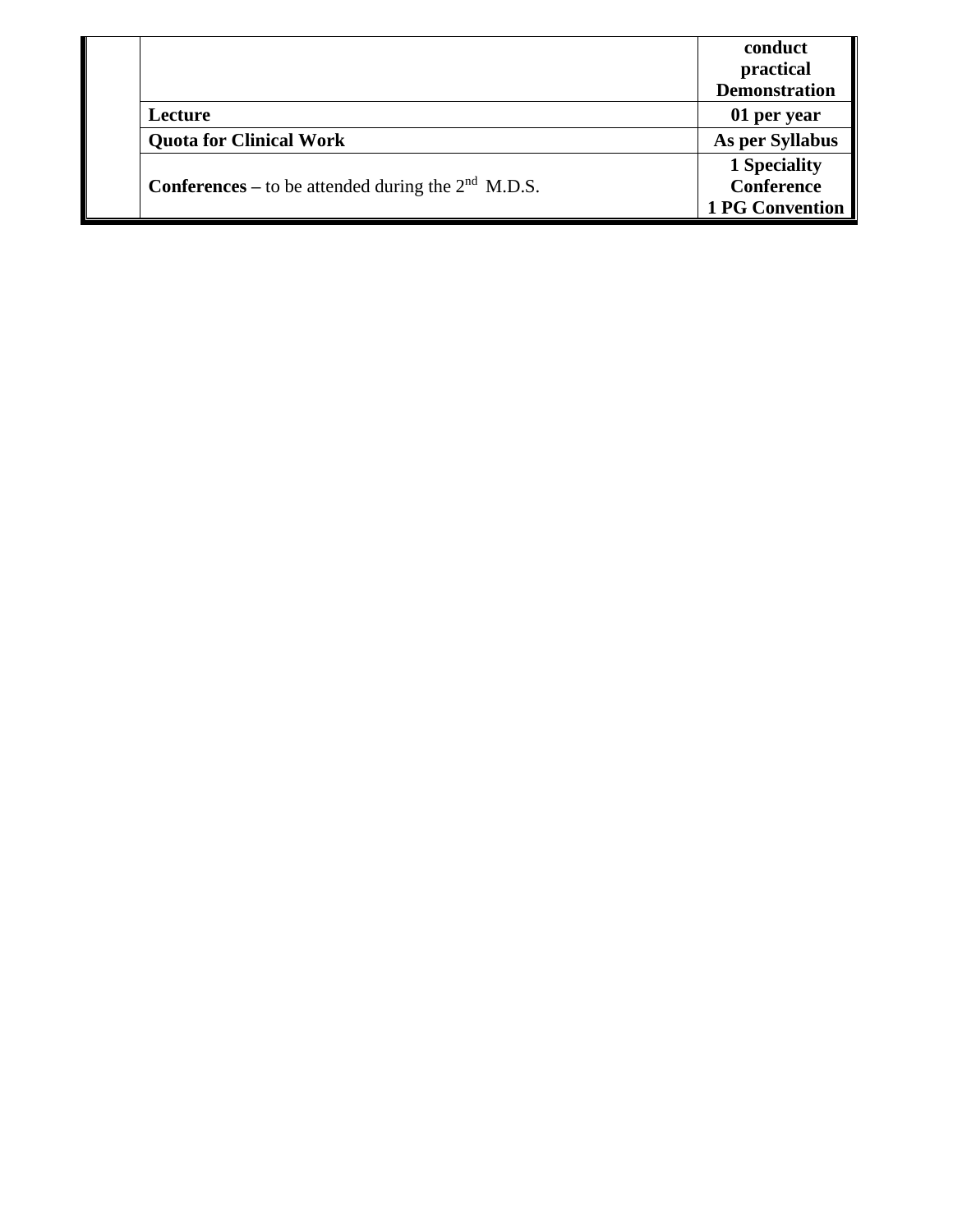| | | |
|---|---|---|
| | | **conduct practical Demonstration** |
| | **Lecture** | **01 per year** |
| | **Quota for Clinical Work** | **As per Syllabus** |
| | **Conferences –** to be attended during the 2nd M.D.S. | **1 Speciality Conference 1 PG Convention** |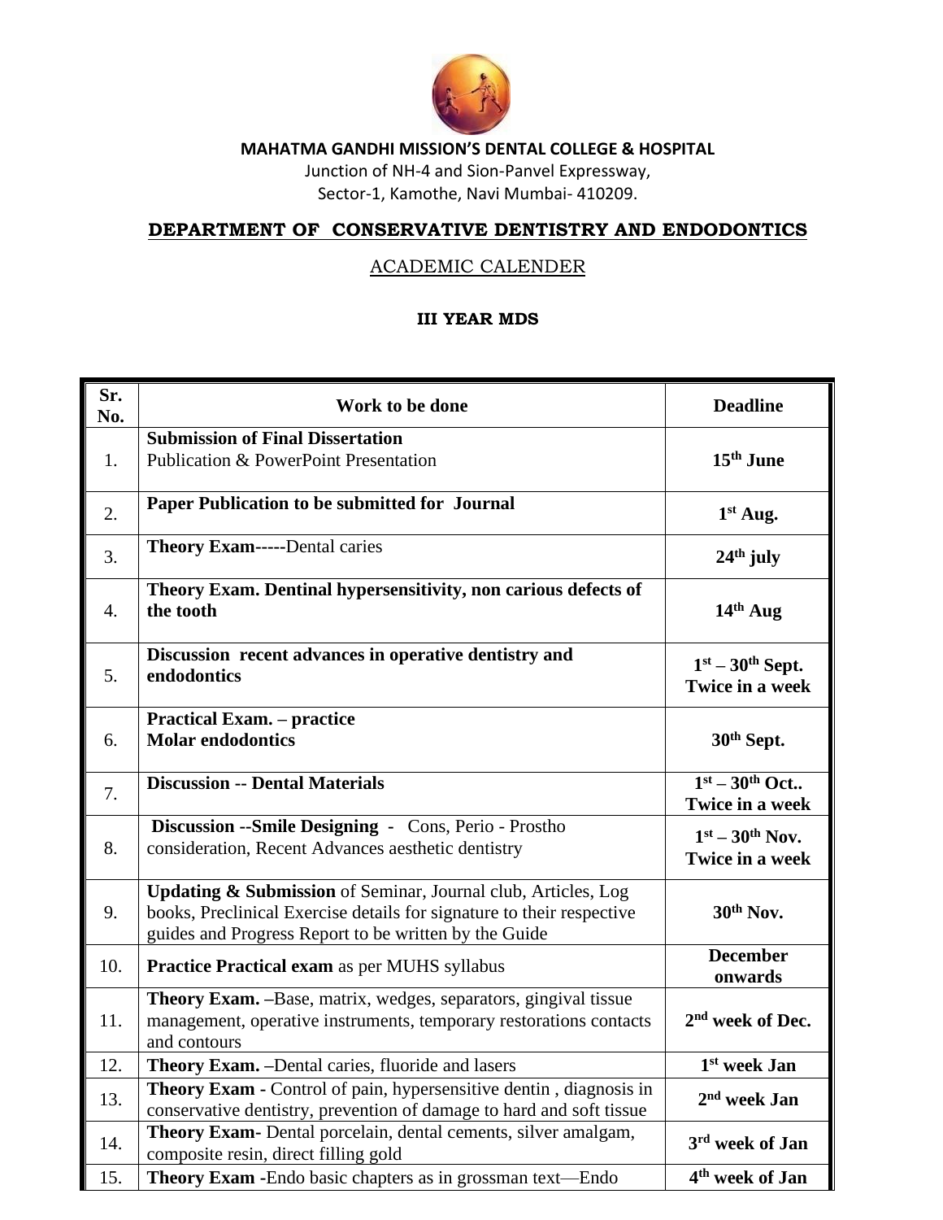**MAHATMA GANDHI MISSION'S DENTAL COLLEGE & HOSPITAL**

Junction of NH-4 and Sion-Panvel Expressway,
Sector-1, Kamothe, Navi Mumbai- 410209.

## DEPARTMENT OF CONSERVATIVE DENTISTRY AND ENDODONTICS

### ACADEMIC CALENDER

**III YEAR MDS**

| Sr. No. | Work to be done | Deadline |
|---|---|---|
| 1. | **Submission of Final Dissertation** Publication & PowerPoint Presentation | **15th June** |
| 2. | **Paper Publication to be submitted for Journal** | **1st Aug.** |
| 3. | **Theory Exam**-----Dental caries | **24th july** |
| 4. | **Theory Exam. Dentinal hypersensitivity, non carious defects of the tooth** | **14th Aug** |
| 5. | **Discussion recent advances in operative dentistry and endodontics** | **1st – 30th Sept. Twice in a week** |
| 6. | **Practical Exam. – practice Molar endodontics** | **30th Sept.** |
| 7. | **Discussion -- Dental Materials** | **1st – 30th Oct.. Twice in a week** |
| 8. | **Discussion --Smile Designing -** Cons, Perio - Prostho consideration, Recent Advances aesthetic dentistry | **1st – 30th Nov. Twice in a week** |
| 9. | **Updating & Submission** of Seminar, Journal club, Articles, Log books, Preclinical Exercise details for signature to their respective guides and Progress Report to be written by the Guide | **30th Nov.** |
| 10. | **Practice Practical exam** as per MUHS syllabus | **December onwards** |
| 11. | **Theory Exam. –**Base, matrix, wedges, separators, gingival tissue management, operative instruments, temporary restorations contacts and contours | **2nd week of Dec.** |
| 12. | **Theory Exam. –**Dental caries, fluoride and lasers | **1st week Jan** |
| 13. | **Theory Exam -** Control of pain, hypersensitive dentin , diagnosis in conservative dentistry, prevention of damage to hard and soft tissue | **2nd week Jan** |
| 14. | **Theory Exam-** Dental porcelain, dental cements, silver amalgam, composite resin, direct filling gold | **3rd week of Jan** |
| 15. | **Theory Exam** -Endo basic chapters as in grossman text—Endo | **4th week of Jan** |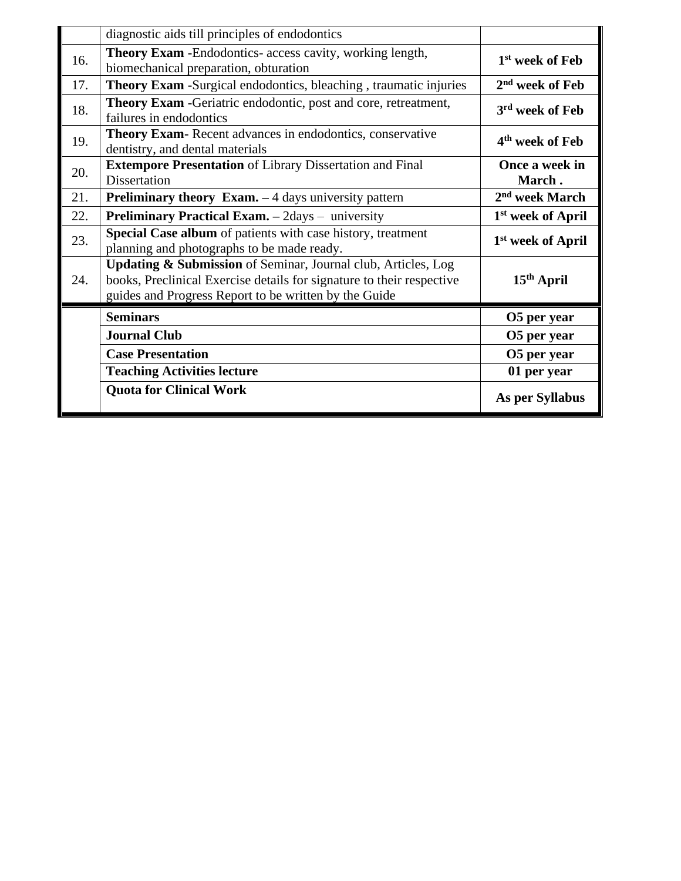| | | |
|---|---|---|
| | diagnostic aids till principles of endodontics | |
| 16. | **Theory Exam** -Endodontics- access cavity, working length, biomechanical preparation, obturation | **1st week of Feb** |
| 17. | **Theory Exam** -Surgical endodontics, bleaching , traumatic injuries | **2nd week of Feb** |
| 18. | **Theory Exam** -Geriatric endodontic, post and core, retreatment, failures in endodontics | **3rd week of Feb** |
| 19. | **Theory Exam**- Recent advances in endodontics, conservative dentistry, and dental materials | **4th week of Feb** |
| 20. | **Extempore Presentation** of Library Dissertation and Final Dissertation | **Once a week in March .** |
| 21. | **Preliminary theory Exam. –** 4 days university pattern | **2nd week March** |
| 22. | **Preliminary Practical Exam. –** 2days – university | **1st week of April** |
| 23. | **Special Case album** of patients with case history, treatment planning and photographs to be made ready. | **1st week of April** |
| 24. | **Updating & Submission** of Seminar, Journal club, Articles, Log books, Preclinical Exercise details for signature to their respective guides and Progress Report to be written by the Guide | **15th April** |
| | **Seminars** | **O5 per year** |
| | **Journal Club** | **O5 per year** |
| | **Case Presentation** | **O5 per year** |
| | **Teaching Activities lecture** | **01 per year** |
| | **Quota for Clinical Work** | **As per Syllabus** |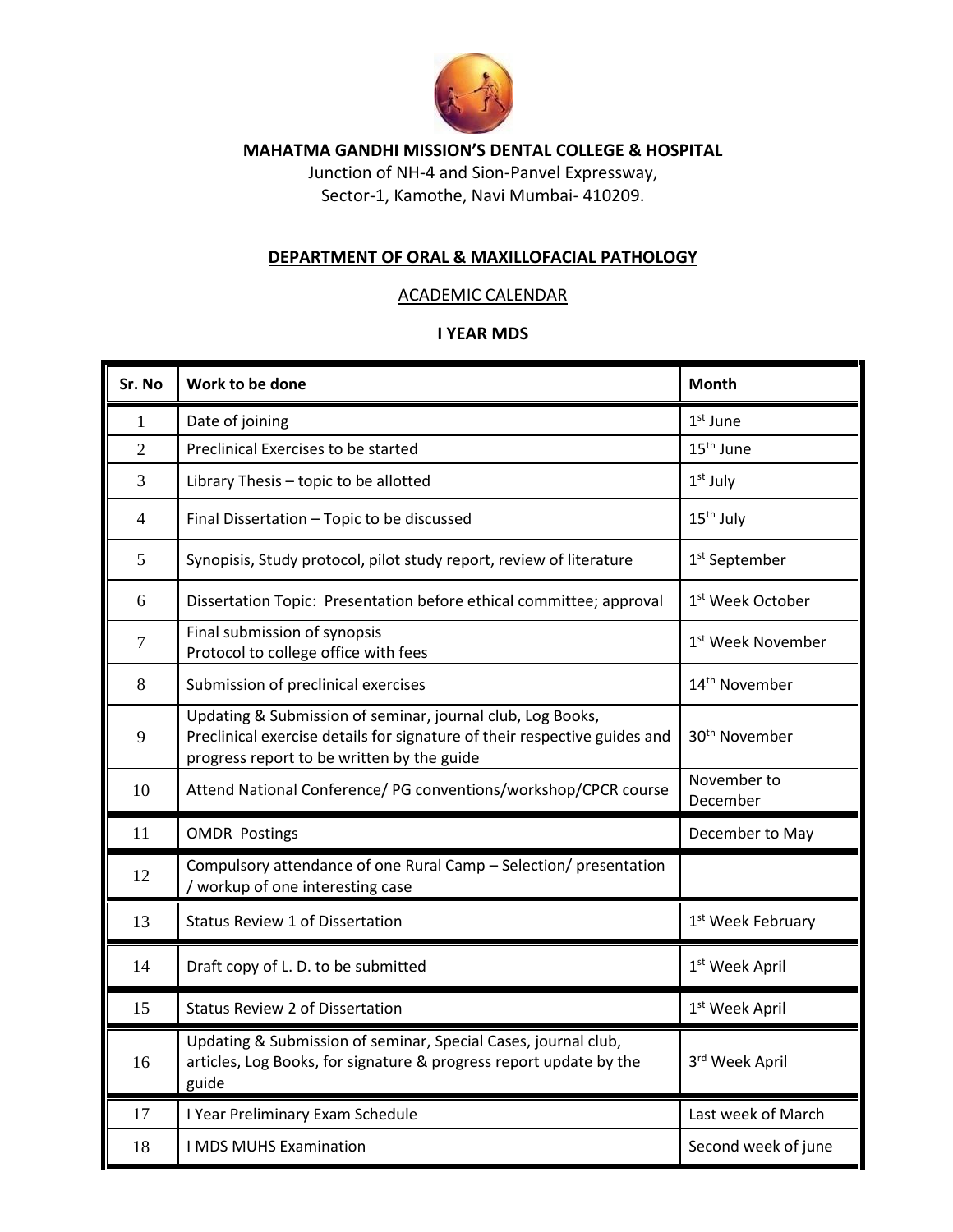**MAHATMA GANDHI MISSION'S DENTAL COLLEGE & HOSPITAL**

Junction of NH-4 and Sion-Panvel Expressway,
Sector-1, Kamothe, Navi Mumbai- 410209.

## DEPARTMENT OF ORAL & MAXILLOFACIAL PATHOLOGY

ACADEMIC CALENDAR

### I YEAR MDS

| Sr. No | Work to be done | Month |
|---|---|---|
| 1 | Date of joining | 1st June |
| 2 | Preclinical Exercises to be started | 15th June |
| 3 | Library Thesis – topic to be allotted | 1st July |
| 4 | Final Dissertation – Topic to be discussed | 15th July |
| 5 | Synopisis, Study protocol, pilot study report, review of literature | 1st September |
| 6 | Dissertation Topic: Presentation before ethical committee; approval | 1st Week October |
| 7 | Final submission of synopsis<br>Protocol to college office with fees | 1st Week November |
| 8 | Submission of preclinical exercises | 14th November |
| 9 | Updating & Submission of seminar, journal club, Log Books, Preclinical exercise details for signature of their respective guides and progress report to be written by the guide | 30th November |
| 10 | Attend National Conference/ PG conventions/workshop/CPCR course | November to December |
| 11 | OMDR Postings | December to May |
| 12 | Compulsory attendance of one Rural Camp – Selection/ presentation / workup of one interesting case | |
| 13 | Status Review 1 of Dissertation | 1st Week February |
| 14 | Draft copy of L. D. to be submitted | 1st Week April |
| 15 | Status Review 2 of Dissertation | 1st Week April |
| 16 | Updating & Submission of seminar, Special Cases, journal club, articles, Log Books, for signature & progress report update by the guide | 3rd Week April |
| 17 | I Year Preliminary Exam Schedule | Last week of March |
| 18 | I MDS MUHS Examination | Second week of june |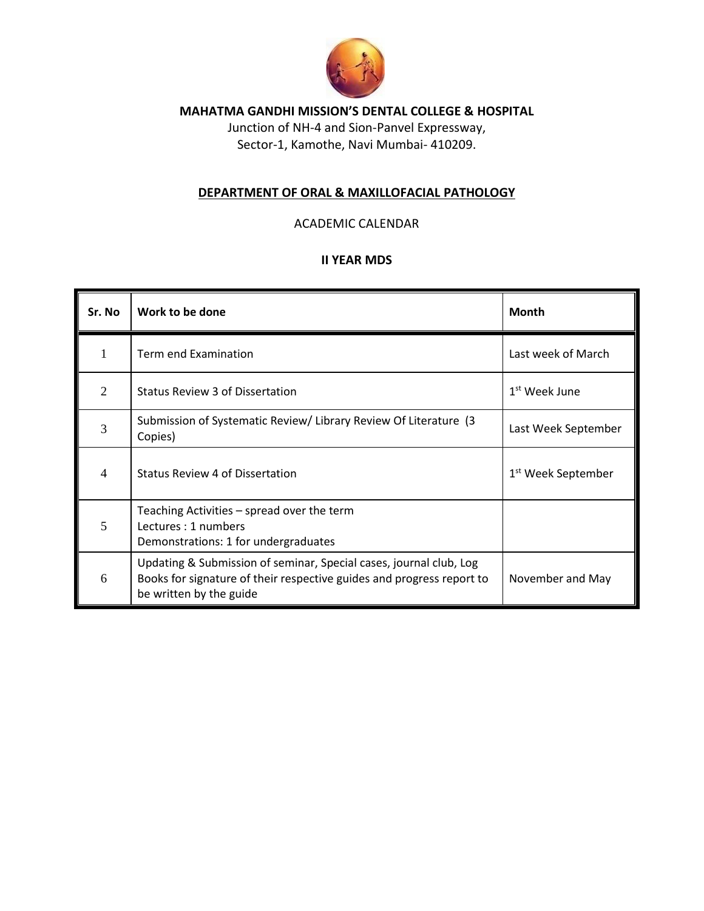**MAHATMA GANDHI MISSION'S DENTAL COLLEGE & HOSPITAL**

Junction of NH-4 and Sion-Panvel Expressway,
Sector-1, Kamothe, Navi Mumbai- 410209.

**DEPARTMENT OF ORAL & MAXILLOFACIAL PATHOLOGY**

ACADEMIC CALENDAR

**II YEAR MDS**

| Sr. No | Work to be done | Month |
|---|---|---|
| 1 | Term end Examination | Last week of March |
| 2 | Status Review 3 of Dissertation | 1st Week June |
| 3 | Submission of Systematic Review/ Library Review Of Literature (3 Copies) | Last Week September |
| 4 | Status Review 4 of Dissertation | 1st Week September |
| 5 | Teaching Activities – spread over the term<br>Lectures : 1 numbers<br>Demonstrations: 1 for undergraduates | |
| 6 | Updating & Submission of seminar, Special cases, journal club, Log Books for signature of their respective guides and progress report to be written by the guide | November and May |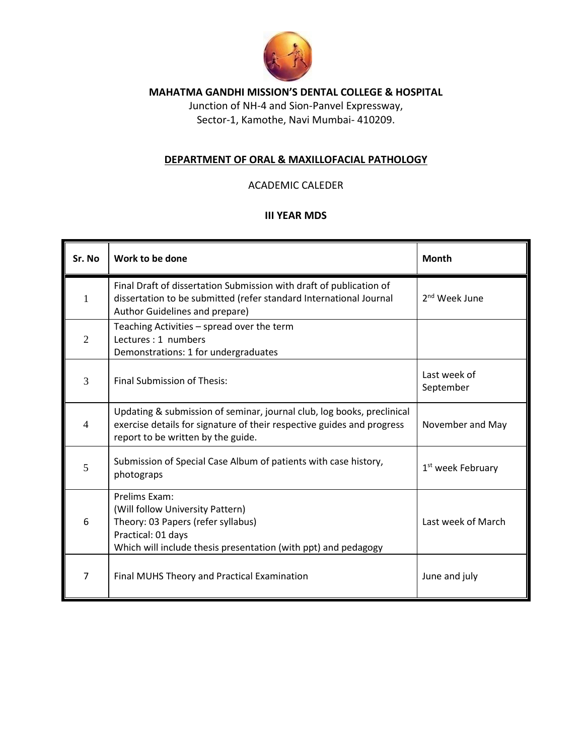**MAHATMA GANDHI MISSION'S DENTAL COLLEGE & HOSPITAL**

Junction of NH-4 and Sion-Panvel Expressway,
Sector-1, Kamothe, Navi Mumbai- 410209.

## DEPARTMENT OF ORAL & MAXILLOFACIAL PATHOLOGY

ACADEMIC CALEDER

### III YEAR MDS

| Sr. No | Work to be done | Month |
|---|---|---|
| 1 | Final Draft of dissertation Submission with draft of publication of dissertation to be submitted (refer standard International Journal Author Guidelines and prepare) | 2nd Week June |
| 2 | Teaching Activities – spread over the term<br>Lectures : 1 numbers<br>Demonstrations: 1 for undergraduates | |
| 3 | Final Submission of Thesis: | Last week of September |
| 4 | Updating & submission of seminar, journal club, log books, preclinical exercise details for signature of their respective guides and progress report to be written by the guide. | November and May |
| 5 | Submission of Special Case Album of patients with case history, photograps | 1st week February |
| 6 | Prelims Exam:<br>(Will follow University Pattern)<br>Theory: 03 Papers (refer syllabus)<br>Practical: 01 days<br>Which will include thesis presentation (with ppt) and pedagogy | Last week of March |
| 7 | Final MUHS Theory and Practical Examination | June and july |